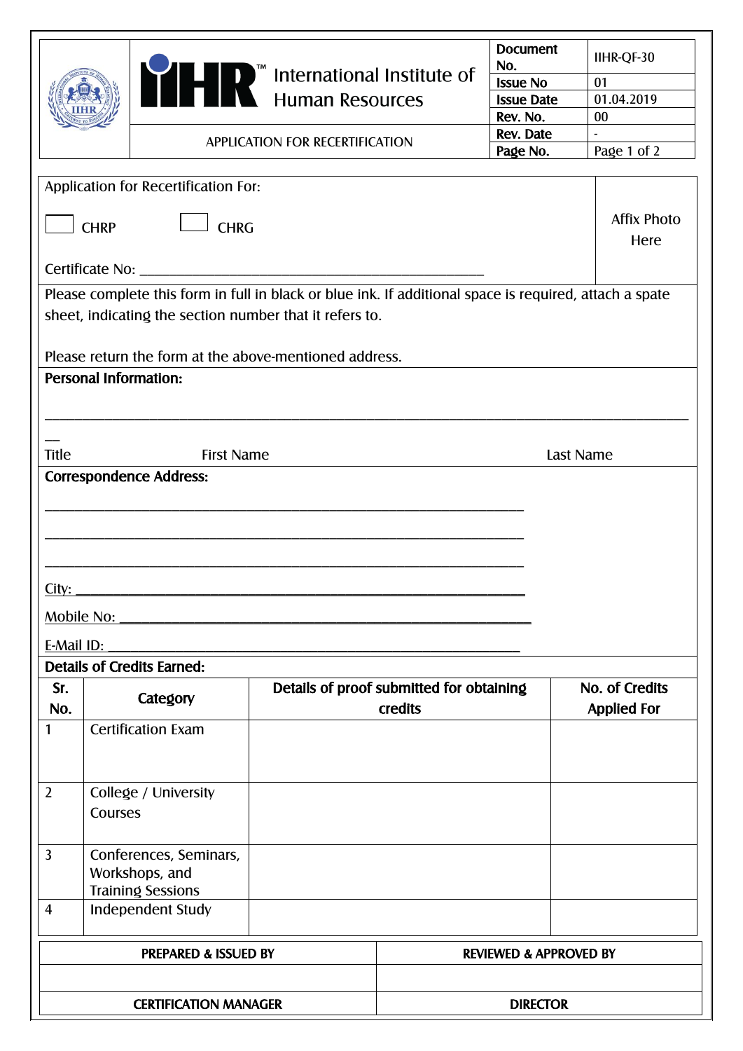| | International Institute of Human Resources | Document No. | IIHR-QF-30 |
|---|---|---|---|
| | | Issue No | 01 |
| | | Issue Date | 01.04.2019 |
| | | Rev. No. | 00 |
| | APPLICATION FOR RECERTIFICATION | Rev. Date | - |
| | | Page No. | Page 1 of 2 |

Application for Recertification For:

☐ CHRP ☐ CHRG

Affix Photo Here

Certificate No: ______________________________________________

Please complete this form in full in black or blue ink. If additional space is required, attach a spate sheet, indicating the section number that it refers to.

Please return the form at the above-mentioned address.

**Personal Information:**

________________________________________________________________________________

Title First Name Last Name

**Correspondence Address:**

______________________________________________________________

______________________________________________________________

______________________________________________________________

City: __________________________________________________________

Mobile No: _____________________________________________________

E-Mail ID: _____________________________________________________

**Details of Credits Earned:**

| Sr. No. | Category | Details of proof submitted for obtaining credits | No. of Credits Applied For |
|---|---|---|---|
| 1 | Certification Exam | | |
| 2 | College / University Courses | | |
| 3 | Conferences, Seminars, Workshops, and Training Sessions | | |
| 4 | Independent Study | | |

| PREPARED & ISSUED BY | REVIEWED & APPROVED BY |
|---|---|
| | |
| CERTIFICATION MANAGER | DIRECTOR |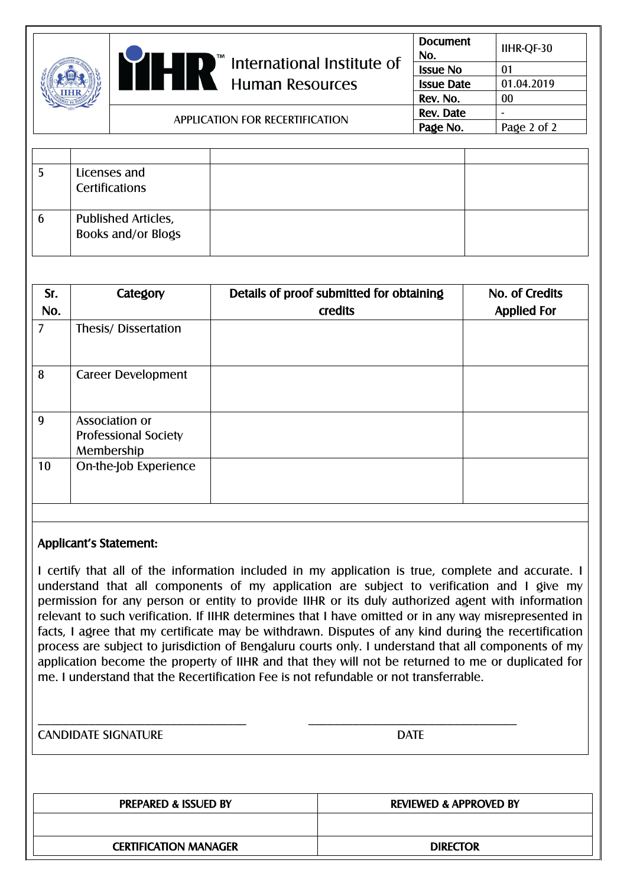| | | | |
|---|---|---|---|
| 5 | Licenses and Certifications | | |
| 6 | Published Articles, Books and/or Blogs | | |

| Sr. No. | Category | Details of proof submitted for obtaining credits | No. of Credits Applied For |
|---|---|---|---|
| 7 | Thesis/ Dissertation | | |
| 8 | Career Development | | |
| 9 | Association or Professional Society Membership | | |
| 10 | On-the-Job Experience | | |

**Applicant's Statement:**

I certify that all of the information included in my application is true, complete and accurate. I understand that all components of my application are subject to verification and I give my permission for any person or entity to provide IIHR or its duly authorized agent with information relevant to such verification. If IIHR determines that I have omitted or in any way misrepresented in facts, I agree that my certificate may be withdrawn. Disputes of any kind during the recertification process are subject to jurisdiction of Bengaluru courts only. I understand that all components of my application become the property of IIHR and that they will not be returned to me or duplicated for me. I understand that the Recertification Fee is not refundable or not transferrable.

\_\_\_\_\_\_\_\_\_\_\_\_\_\_\_\_\_\_\_\_\_\_\_\_\_\_\_\_\_\_ \_\_\_\_\_\_\_\_\_\_\_\_\_\_\_\_\_\_\_\_\_\_\_\_\_\_\_\_\_\_

CANDIDATE SIGNATURE DATE

| PREPARED & ISSUED BY | REVIEWED & APPROVED BY |
|---|---|
| | |
| CERTIFICATION MANAGER | DIRECTOR |